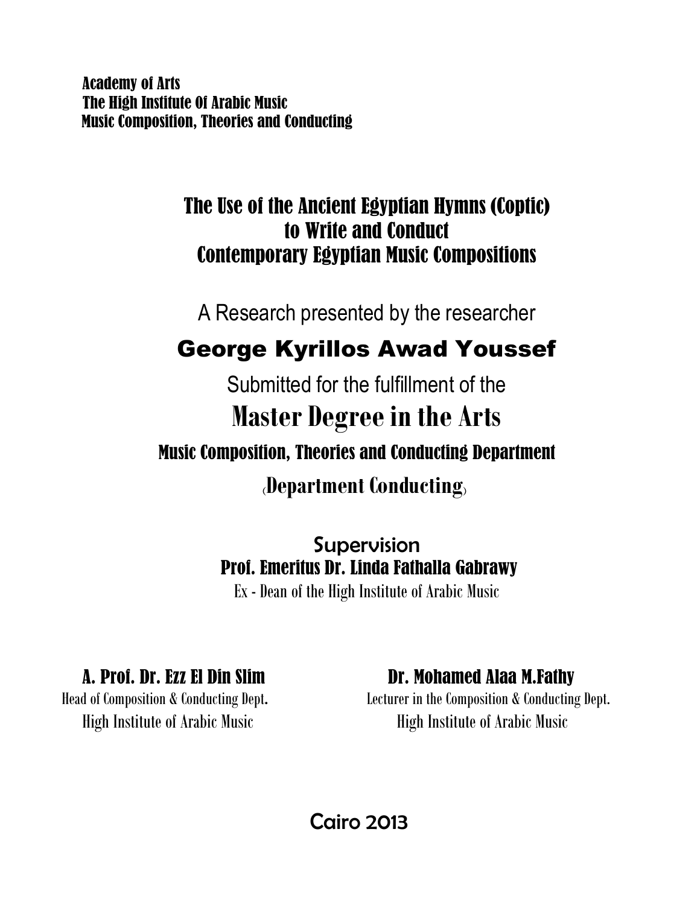Academy of Arts
The High Institute Of Arabic Music
Music Composition, Theories and Conducting

# The Use of the Ancient Egyptian Hymns (Coptic) to Write and Conduct Contemporary Egyptian Music Compositions

A Research presented by the researcher

## George Kyrillos Awad Youssef

Submitted for the fulfillment of the

## Master Degree in the Arts

### Music Composition, Theories and Conducting Department

### (Department Conducting)

**Supervision**

**Prof. Emeritus Dr. Linda Fathalla Gabrawy**
Ex - Dean of the High Institute of Arabic Music

**A. Prof. Dr. Ezz El Din Slim**
Head of Composition & Conducting Dept.
High Institute of Arabic Music

**Dr. Mohamed Alaa M.Fathy**
Lecturer in the Composition & Conducting Dept.
High Institute of Arabic Music

Cairo 2013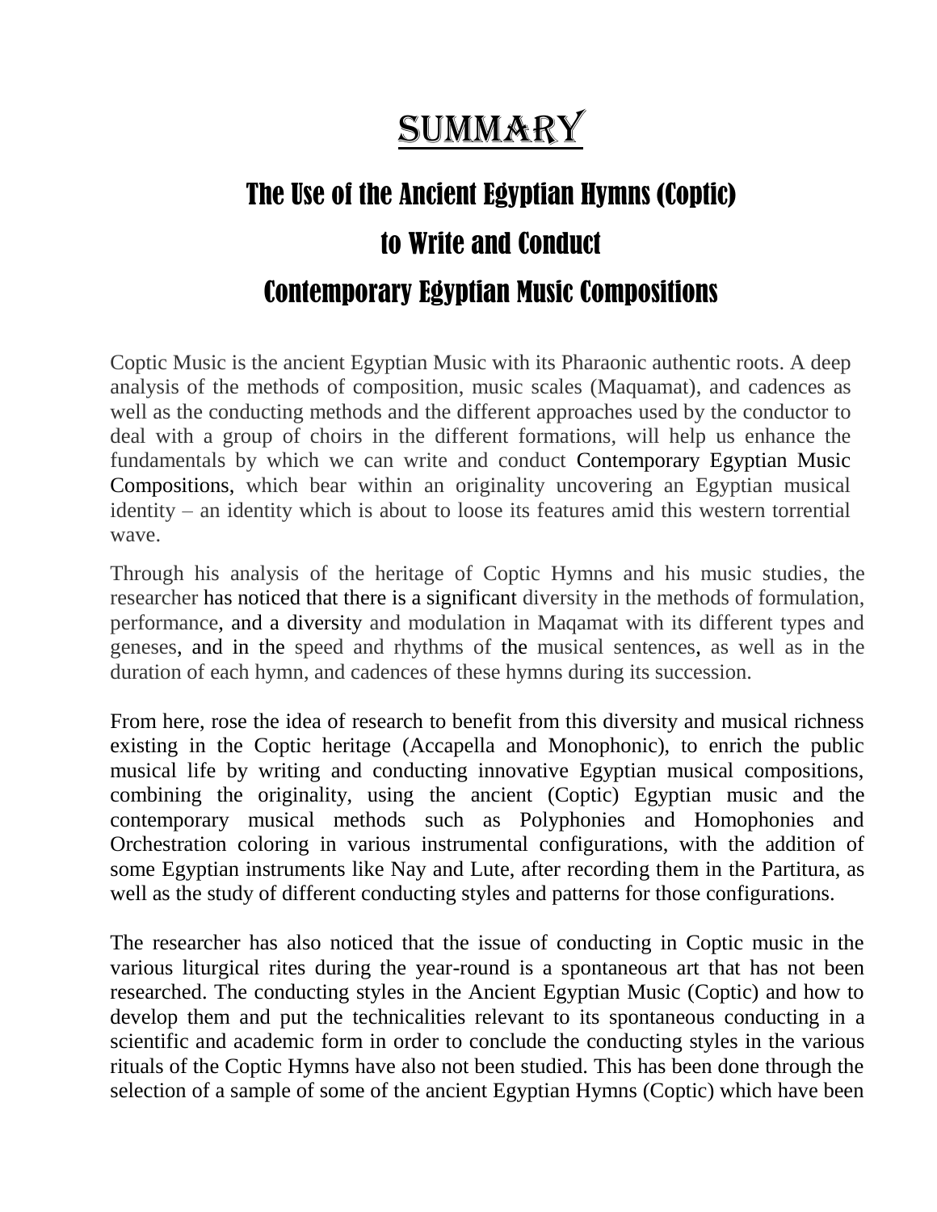# SUMMARY

## The Use of the Ancient Egyptian Hymns (Coptic) to Write and Conduct Contemporary Egyptian Music Compositions

Coptic Music is the ancient Egyptian Music with its Pharaonic authentic roots. A deep analysis of the methods of composition, music scales (Maquamat), and cadences as well as the conducting methods and the different approaches used by the conductor to deal with a group of choirs in the different formations, will help us enhance the fundamentals by which we can write and conduct Contemporary Egyptian Music Compositions, which bear within an originality uncovering an Egyptian musical identity – an identity which is about to loose its features amid this western torrential wave.

Through his analysis of the heritage of Coptic Hymns and his music studies, the researcher has noticed that there is a significant diversity in the methods of formulation, performance, and a diversity and modulation in Maqamat with its different types and geneses, and in the speed and rhythms of the musical sentences, as well as in the duration of each hymn, and cadences of these hymns during its succession.

From here, rose the idea of research to benefit from this diversity and musical richness existing in the Coptic heritage (Accapella and Monophonic), to enrich the public musical life by writing and conducting innovative Egyptian musical compositions, combining the originality, using the ancient (Coptic) Egyptian music and the contemporary musical methods such as Polyphonies and Homophonies and Orchestration coloring in various instrumental configurations, with the addition of some Egyptian instruments like Nay and Lute, after recording them in the Partitura, as well as the study of different conducting styles and patterns for those configurations.

The researcher has also noticed that the issue of conducting in Coptic music in the various liturgical rites during the year-round is a spontaneous art that has not been researched. The conducting styles in the Ancient Egyptian Music (Coptic) and how to develop them and put the technicalities relevant to its spontaneous conducting in a scientific and academic form in order to conclude the conducting styles in the various rituals of the Coptic Hymns have also not been studied. This has been done through the selection of a sample of some of the ancient Egyptian Hymns (Coptic) which have been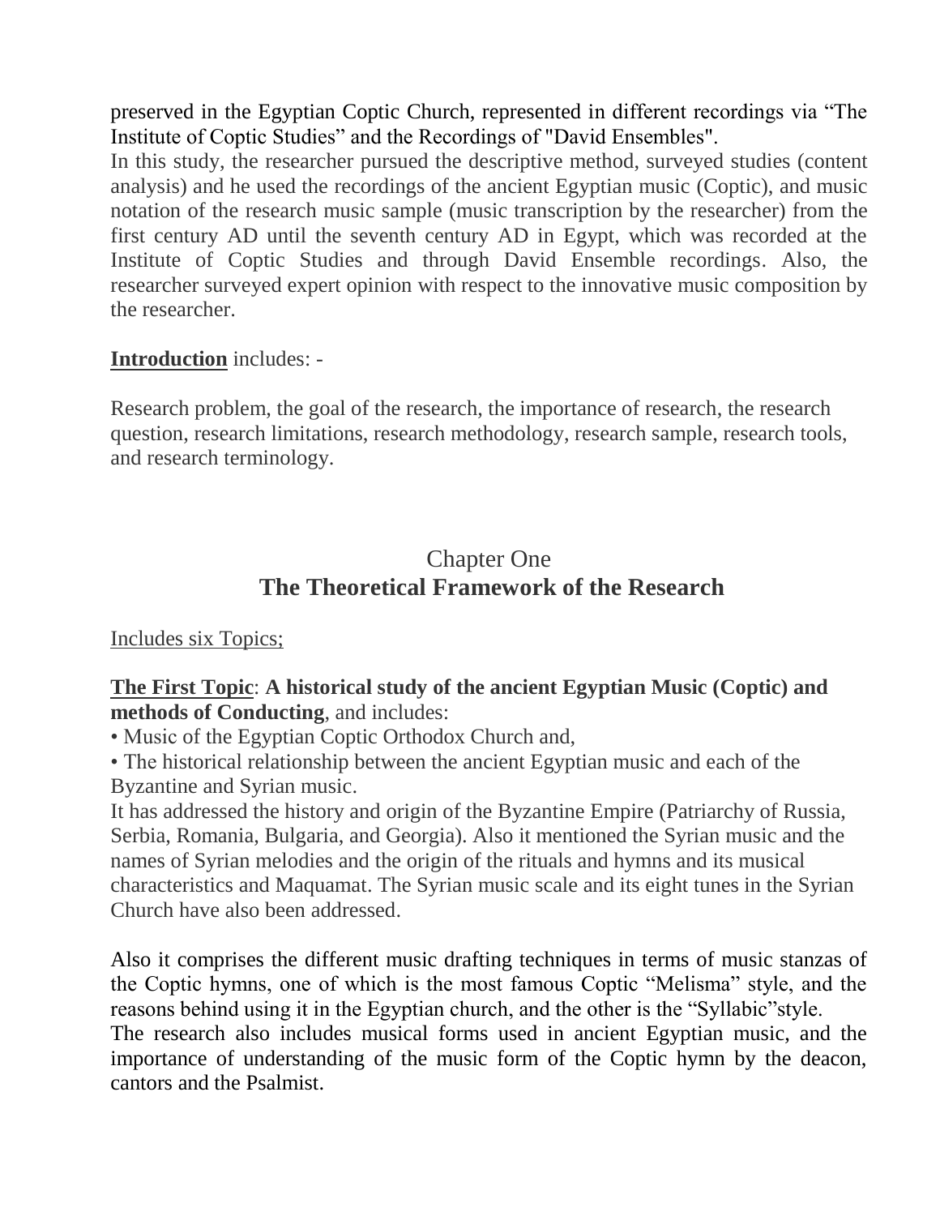preserved in the Egyptian Coptic Church, represented in different recordings via "The Institute of Coptic Studies" and the Recordings of "David Ensembles".

In this study, the researcher pursued the descriptive method, surveyed studies (content analysis) and he used the recordings of the ancient Egyptian music (Coptic), and music notation of the research music sample (music transcription by the researcher) from the first century AD until the seventh century AD in Egypt, which was recorded at the Institute of Coptic Studies and through David Ensemble recordings. Also, the researcher surveyed expert opinion with respect to the innovative music composition by the researcher.

**Introduction** includes: -

Research problem, the goal of the research, the importance of research, the research question, research limitations, research methodology, research sample, research tools, and research terminology.

## Chapter One
## The Theoretical Framework of the Research

Includes six Topics;

**The First Topic**: **A historical study of the ancient Egyptian Music (Coptic) and methods of Conducting**, and includes:

- Music of the Egyptian Coptic Orthodox Church and,
- The historical relationship between the ancient Egyptian music and each of the Byzantine and Syrian music.

It has addressed the history and origin of the Byzantine Empire (Patriarchy of Russia, Serbia, Romania, Bulgaria, and Georgia). Also it mentioned the Syrian music and the names of Syrian melodies and the origin of the rituals and hymns and its musical characteristics and Maquamat. The Syrian music scale and its eight tunes in the Syrian Church have also been addressed.

Also it comprises the different music drafting techniques in terms of music stanzas of the Coptic hymns, one of which is the most famous Coptic "Melisma" style, and the reasons behind using it in the Egyptian church, and the other is the "Syllabic"style.

The research also includes musical forms used in ancient Egyptian music, and the importance of understanding of the music form of the Coptic hymn by the deacon, cantors and the Psalmist.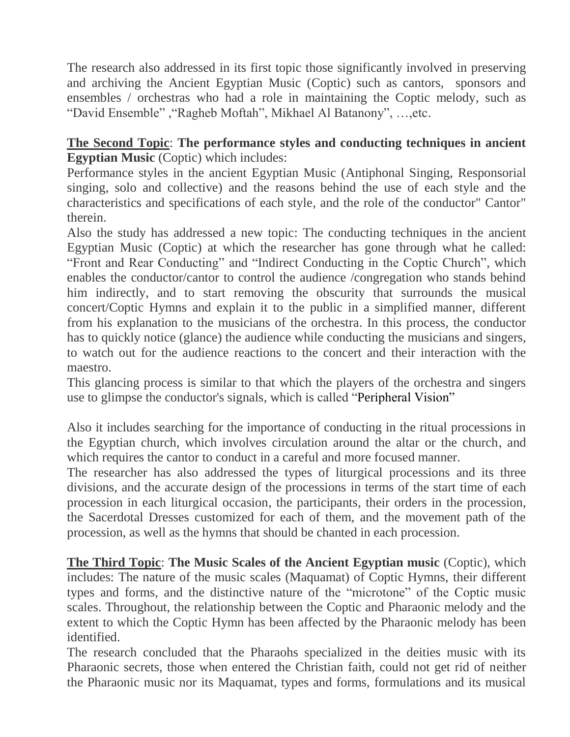The research also addressed in its first topic those significantly involved in preserving and archiving the Ancient Egyptian Music (Coptic) such as cantors, sponsors and ensembles / orchestras who had a role in maintaining the Coptic melody, such as "David Ensemble" ,"Ragheb Moftah", Mikhael Al Batanony", …,etc.

**The Second Topic**: **The performance styles and conducting techniques in ancient Egyptian Music** (Coptic) which includes:

Performance styles in the ancient Egyptian Music (Antiphonal Singing, Responsorial singing, solo and collective) and the reasons behind the use of each style and the characteristics and specifications of each style, and the role of the conductor" Cantor" therein.

Also the study has addressed a new topic: The conducting techniques in the ancient Egyptian Music (Coptic) at which the researcher has gone through what he called: "Front and Rear Conducting" and "Indirect Conducting in the Coptic Church", which enables the conductor/cantor to control the audience /congregation who stands behind him indirectly, and to start removing the obscurity that surrounds the musical concert/Coptic Hymns and explain it to the public in a simplified manner, different from his explanation to the musicians of the orchestra. In this process, the conductor has to quickly notice (glance) the audience while conducting the musicians and singers, to watch out for the audience reactions to the concert and their interaction with the maestro.

This glancing process is similar to that which the players of the orchestra and singers use to glimpse the conductor's signals, which is called "Peripheral Vision"

Also it includes searching for the importance of conducting in the ritual processions in the Egyptian church, which involves circulation around the altar or the church, and which requires the cantor to conduct in a careful and more focused manner.

The researcher has also addressed the types of liturgical processions and its three divisions, and the accurate design of the processions in terms of the start time of each procession in each liturgical occasion, the participants, their orders in the procession, the Sacerdotal Dresses customized for each of them, and the movement path of the procession, as well as the hymns that should be chanted in each procession.

**The Third Topic**: **The Music Scales of the Ancient Egyptian music** (Coptic), which includes: The nature of the music scales (Maquamat) of Coptic Hymns, their different types and forms, and the distinctive nature of the "microtone" of the Coptic music scales. Throughout, the relationship between the Coptic and Pharaonic melody and the extent to which the Coptic Hymn has been affected by the Pharaonic melody has been identified.

The research concluded that the Pharaohs specialized in the deities music with its Pharaonic secrets, those when entered the Christian faith, could not get rid of neither the Pharaonic music nor its Maquamat, types and forms, formulations and its musical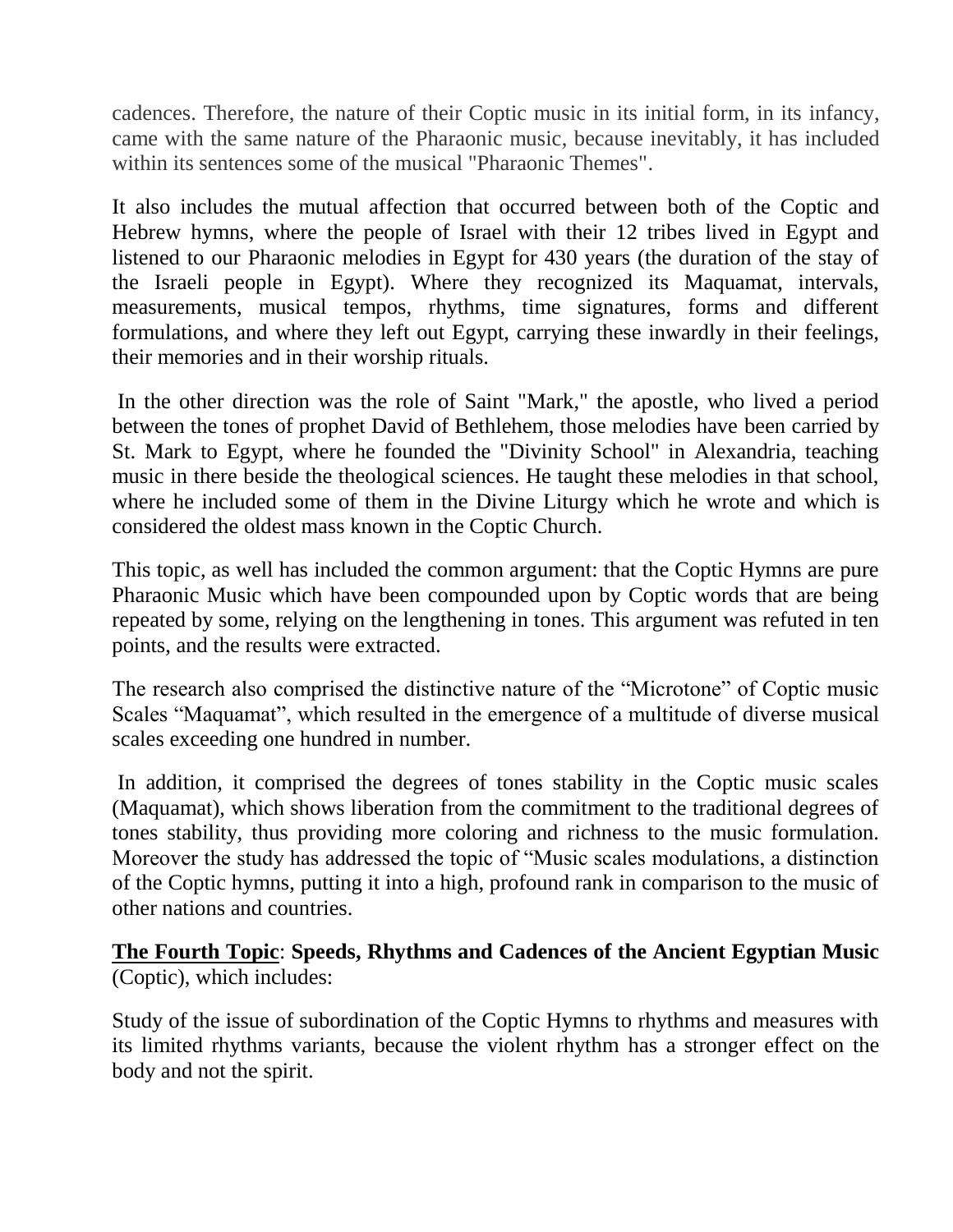cadences. Therefore, the nature of their Coptic music in its initial form, in its infancy, came with the same nature of the Pharaonic music, because inevitably, it has included within its sentences some of the musical "Pharaonic Themes".

It also includes the mutual affection that occurred between both of the Coptic and Hebrew hymns, where the people of Israel with their 12 tribes lived in Egypt and listened to our Pharaonic melodies in Egypt for 430 years (the duration of the stay of the Israeli people in Egypt). Where they recognized its Maquamat, intervals, measurements, musical tempos, rhythms, time signatures, forms and different formulations, and where they left out Egypt, carrying these inwardly in their feelings, their memories and in their worship rituals.

In the other direction was the role of Saint "Mark," the apostle, who lived a period between the tones of prophet David of Bethlehem, those melodies have been carried by St. Mark to Egypt, where he founded the "Divinity School" in Alexandria, teaching music in there beside the theological sciences. He taught these melodies in that school, where he included some of them in the Divine Liturgy which he wrote and which is considered the oldest mass known in the Coptic Church.

This topic, as well has included the common argument: that the Coptic Hymns are pure Pharaonic Music which have been compounded upon by Coptic words that are being repeated by some, relying on the lengthening in tones. This argument was refuted in ten points, and the results were extracted.

The research also comprised the distinctive nature of the "Microtone" of Coptic music Scales "Maquamat", which resulted in the emergence of a multitude of diverse musical scales exceeding one hundred in number.

In addition, it comprised the degrees of tones stability in the Coptic music scales (Maquamat), which shows liberation from the commitment to the traditional degrees of tones stability, thus providing more coloring and richness to the music formulation. Moreover the study has addressed the topic of "Music scales modulations, a distinction of the Coptic hymns, putting it into a high, profound rank in comparison to the music of other nations and countries.

**<u>The Fourth Topic</u>**: **Speeds, Rhythms and Cadences of the Ancient Egyptian Music** (Coptic), which includes:

Study of the issue of subordination of the Coptic Hymns to rhythms and measures with its limited rhythms variants, because the violent rhythm has a stronger effect on the body and not the spirit.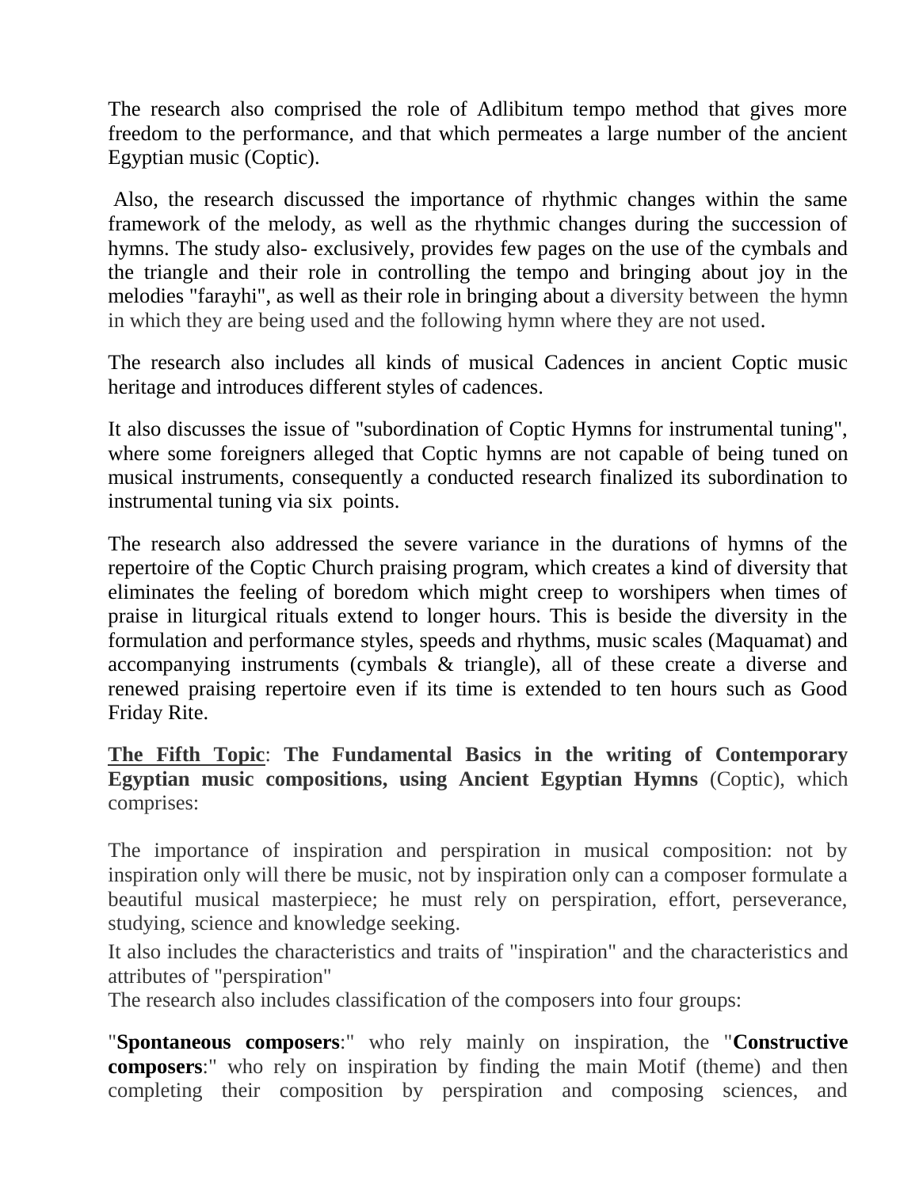The research also comprised the role of Adlibitum tempo method that gives more freedom to the performance, and that which permeates a large number of the ancient Egyptian music (Coptic).

Also, the research discussed the importance of rhythmic changes within the same framework of the melody, as well as the rhythmic changes during the succession of hymns. The study also- exclusively, provides few pages on the use of the cymbals and the triangle and their role in controlling the tempo and bringing about joy in the melodies "farayhi", as well as their role in bringing about a diversity between the hymn in which they are being used and the following hymn where they are not used.

The research also includes all kinds of musical Cadences in ancient Coptic music heritage and introduces different styles of cadences.

It also discusses the issue of "subordination of Coptic Hymns for instrumental tuning", where some foreigners alleged that Coptic hymns are not capable of being tuned on musical instruments, consequently a conducted research finalized its subordination to instrumental tuning via six points.

The research also addressed the severe variance in the durations of hymns of the repertoire of the Coptic Church praising program, which creates a kind of diversity that eliminates the feeling of boredom which might creep to worshipers when times of praise in liturgical rituals extend to longer hours. This is beside the diversity in the formulation and performance styles, speeds and rhythms, music scales (Maquamat) and accompanying instruments (cymbals & triangle), all of these create a diverse and renewed praising repertoire even if its time is extended to ten hours such as Good Friday Rite.

**The Fifth Topic**: **The Fundamental Basics in the writing of Contemporary Egyptian music compositions, using Ancient Egyptian Hymns** (Coptic), which comprises:

The importance of inspiration and perspiration in musical composition: not by inspiration only will there be music, not by inspiration only can a composer formulate a beautiful musical masterpiece; he must rely on perspiration, effort, perseverance, studying, science and knowledge seeking.

It also includes the characteristics and traits of "inspiration" and the characteristics and attributes of "perspiration"

The research also includes classification of the composers into four groups:

"**Spontaneous composers**:" who rely mainly on inspiration, the "**Constructive composers**:" who rely on inspiration by finding the main Motif (theme) and then completing their composition by perspiration and composing sciences, and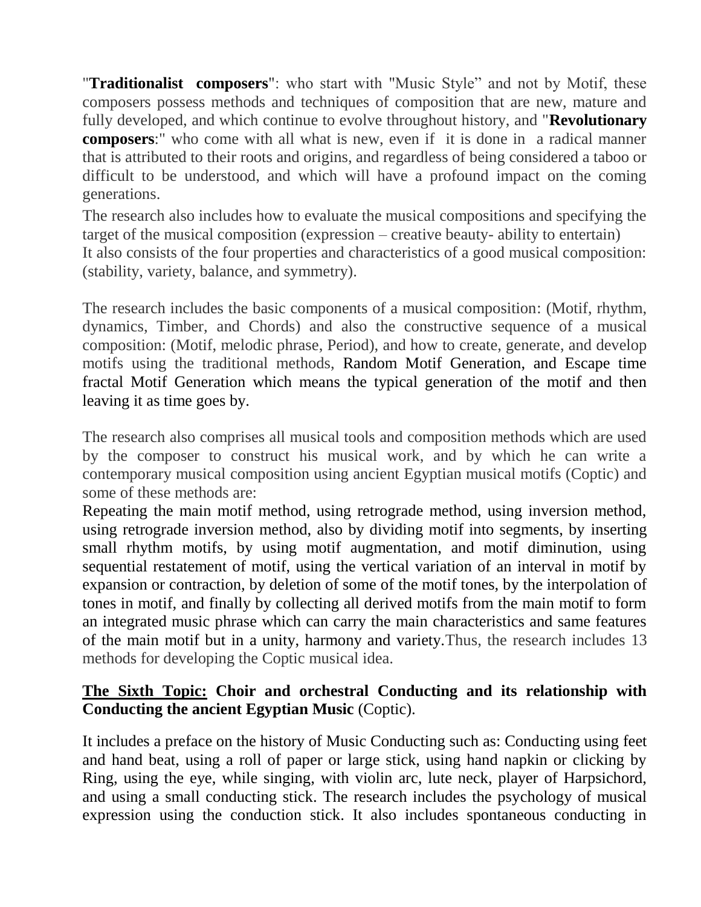"**Traditionalist composers**": who start with "Music Style" and not by Motif, these composers possess methods and techniques of composition that are new, mature and fully developed, and which continue to evolve throughout history, and "**Revolutionary composers**:" who come with all what is new, even if it is done in a radical manner that is attributed to their roots and origins, and regardless of being considered a taboo or difficult to be understood, and which will have a profound impact on the coming generations.

The research also includes how to evaluate the musical compositions and specifying the target of the musical composition (expression – creative beauty- ability to entertain)
It also consists of the four properties and characteristics of a good musical composition: (stability, variety, balance, and symmetry).

The research includes the basic components of a musical composition: (Motif, rhythm, dynamics, Timber, and Chords) and also the constructive sequence of a musical composition: (Motif, melodic phrase, Period), and how to create, generate, and develop motifs using the traditional methods, Random Motif Generation, and Escape time fractal Motif Generation which means the typical generation of the motif and then leaving it as time goes by.

The research also comprises all musical tools and composition methods which are used by the composer to construct his musical work, and by which he can write a contemporary musical composition using ancient Egyptian musical motifs (Coptic) and some of these methods are:
Repeating the main motif method, using retrograde method, using inversion method, using retrograde inversion method, also by dividing motif into segments, by inserting small rhythm motifs, by using motif augmentation, and motif diminution, using sequential restatement of motif, using the vertical variation of an interval in motif by expansion or contraction, by deletion of some of the motif tones, by the interpolation of tones in motif, and finally by collecting all derived motifs from the main motif to form an integrated music phrase which can carry the main characteristics and same features of the main motif but in a unity, harmony and variety.Thus, the research includes 13 methods for developing the Coptic musical idea.

**The Sixth Topic: Choir and orchestral Conducting and its relationship with Conducting the ancient Egyptian Music** (Coptic).

It includes a preface on the history of Music Conducting such as: Conducting using feet and hand beat, using a roll of paper or large stick, using hand napkin or clicking by Ring, using the eye, while singing, with violin arc, lute neck, player of Harpsichord, and using a small conducting stick. The research includes the psychology of musical expression using the conduction stick. It also includes spontaneous conducting in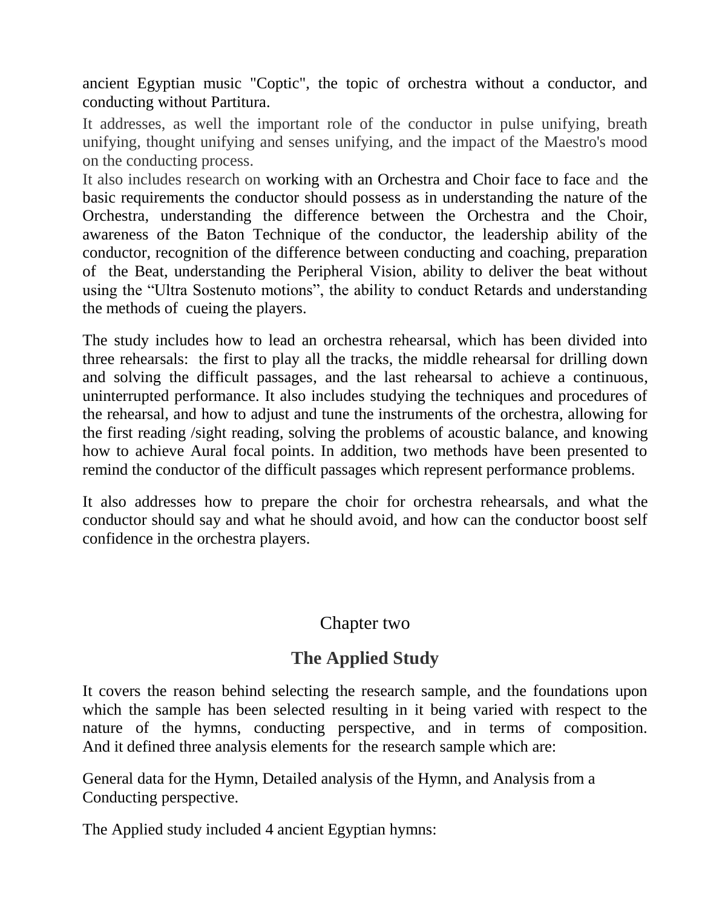ancient Egyptian music "Coptic", the topic of orchestra without a conductor, and conducting without Partitura.

It addresses, as well the important role of the conductor in pulse unifying, breath unifying, thought unifying and senses unifying, and the impact of the Maestro's mood on the conducting process.

It also includes research on working with an Orchestra and Choir face to face and the basic requirements the conductor should possess as in understanding the nature of the Orchestra, understanding the difference between the Orchestra and the Choir, awareness of the Baton Technique of the conductor, the leadership ability of the conductor, recognition of the difference between conducting and coaching, preparation of the Beat, understanding the Peripheral Vision, ability to deliver the beat without using the "Ultra Sostenuto motions", the ability to conduct Retards and understanding the methods of cueing the players.

The study includes how to lead an orchestra rehearsal, which has been divided into three rehearsals: the first to play all the tracks, the middle rehearsal for drilling down and solving the difficult passages, and the last rehearsal to achieve a continuous, uninterrupted performance. It also includes studying the techniques and procedures of the rehearsal, and how to adjust and tune the instruments of the orchestra, allowing for the first reading /sight reading, solving the problems of acoustic balance, and knowing how to achieve Aural focal points. In addition, two methods have been presented to remind the conductor of the difficult passages which represent performance problems.

It also addresses how to prepare the choir for orchestra rehearsals, and what the conductor should say and what he should avoid, and how can the conductor boost self confidence in the orchestra players.

## Chapter two

## The Applied Study

It covers the reason behind selecting the research sample, and the foundations upon which the sample has been selected resulting in it being varied with respect to the nature of the hymns, conducting perspective, and in terms of composition. And it defined three analysis elements for the research sample which are:

General data for the Hymn, Detailed analysis of the Hymn, and Analysis from a Conducting perspective.

The Applied study included 4 ancient Egyptian hymns: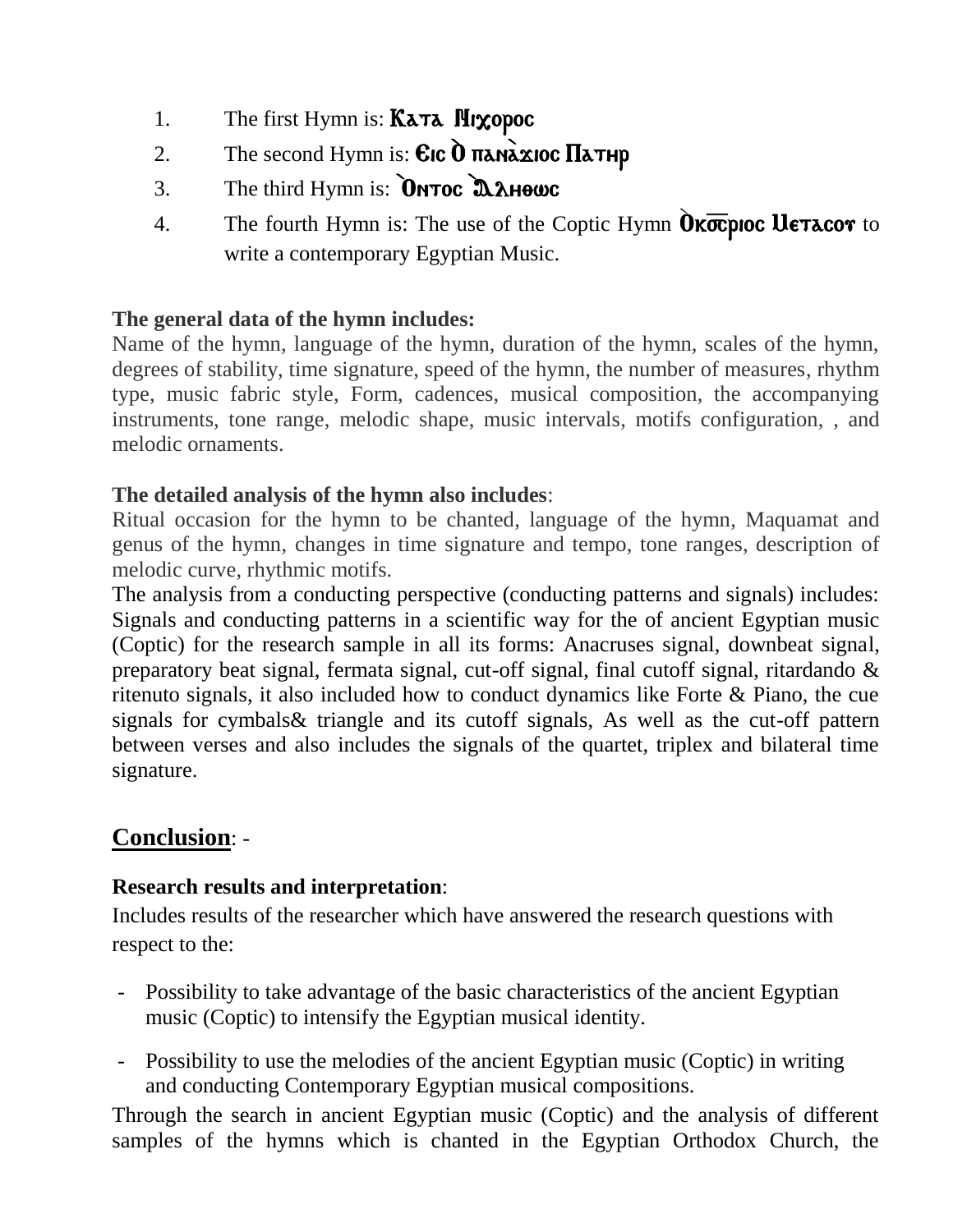1. The first Hymn is: Ⲕⲁⲧⲁ Ⲛⲓⲭⲟⲣⲟⲥ
2. The second Hymn is: Ⲉⲓⲥ Ⲟ̀ ⲡⲁⲛⲁ̀ⲝⲓⲟⲥ Ⲡⲁⲧⲏⲣ
3. The third Hymn is: Ⲟ̀ⲛⲧⲱⲥ Ⲁ̀ⲗⲏⲑⲱⲥ
4. The fourth Hymn is: The use of the Coptic Hymn Ⲟ̀ⲕⲥ̅ⲣⲓⲟⲥ Ⲙⲉⲧⲁⲥⲟⲩ to write a contemporary Egyptian Music.

**The general data of the hymn includes:**
Name of the hymn, language of the hymn, duration of the hymn, scales of the hymn, degrees of stability, time signature, speed of the hymn, the number of measures, rhythm type, music fabric style, Form, cadences, musical composition, the accompanying instruments, tone range, melodic shape, music intervals, motifs configuration, , and melodic ornaments.

**The detailed analysis of the hymn also includes**:
Ritual occasion for the hymn to be chanted, language of the hymn, Maquamat and genus of the hymn, changes in time signature and tempo, tone ranges, description of melodic curve, rhythmic motifs.
The analysis from a conducting perspective (conducting patterns and signals) includes: Signals and conducting patterns in a scientific way for the of ancient Egyptian music (Coptic) for the research sample in all its forms: Anacruses signal, downbeat signal, preparatory beat signal, fermata signal, cut-off signal, final cutoff signal, ritardando & ritenuto signals, it also included how to conduct dynamics like Forte & Piano, the cue signals for cymbals& triangle and its cutoff signals, As well as the cut-off pattern between verses and also includes the signals of the quartet, triplex and bilateral time signature.

## **Conclusion**: -

**Research results and interpretation**:
Includes results of the researcher which have answered the research questions with respect to the:

- Possibility to take advantage of the basic characteristics of the ancient Egyptian music (Coptic) to intensify the Egyptian musical identity.
- Possibility to use the melodies of the ancient Egyptian music (Coptic) in writing and conducting Contemporary Egyptian musical compositions.

Through the search in ancient Egyptian music (Coptic) and the analysis of different samples of the hymns which is chanted in the Egyptian Orthodox Church, the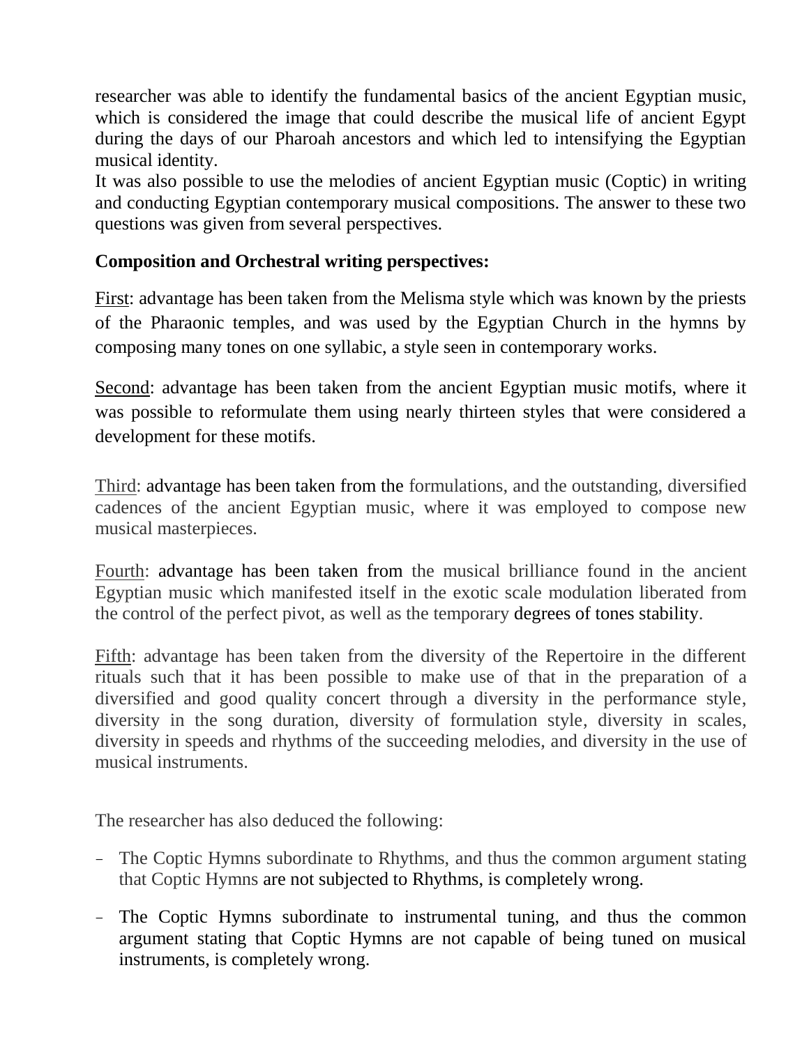researcher was able to identify the fundamental basics of the ancient Egyptian music, which is considered the image that could describe the musical life of ancient Egypt during the days of our Pharoah ancestors and which led to intensifying the Egyptian musical identity.

It was also possible to use the melodies of ancient Egyptian music (Coptic) in writing and conducting Egyptian contemporary musical compositions. The answer to these two questions was given from several perspectives.

**Composition and Orchestral writing perspectives:**

First: advantage has been taken from the Melisma style which was known by the priests of the Pharaonic temples, and was used by the Egyptian Church in the hymns by composing many tones on one syllabic, a style seen in contemporary works.

Second: advantage has been taken from the ancient Egyptian music motifs, where it was possible to reformulate them using nearly thirteen styles that were considered a development for these motifs.

Third: advantage has been taken from the formulations, and the outstanding, diversified cadences of the ancient Egyptian music, where it was employed to compose new musical masterpieces.

Fourth: advantage has been taken from the musical brilliance found in the ancient Egyptian music which manifested itself in the exotic scale modulation liberated from the control of the perfect pivot, as well as the temporary degrees of tones stability.

Fifth: advantage has been taken from the diversity of the Repertoire in the different rituals such that it has been possible to make use of that in the preparation of a diversified and good quality concert through a diversity in the performance style, diversity in the song duration, diversity of formulation style, diversity in scales, diversity in speeds and rhythms of the succeeding melodies, and diversity in the use of musical instruments.

The researcher has also deduced the following:

- The Coptic Hymns subordinate to Rhythms, and thus the common argument stating that Coptic Hymns are not subjected to Rhythms, is completely wrong.
- The Coptic Hymns subordinate to instrumental tuning, and thus the common argument stating that Coptic Hymns are not capable of being tuned on musical instruments, is completely wrong.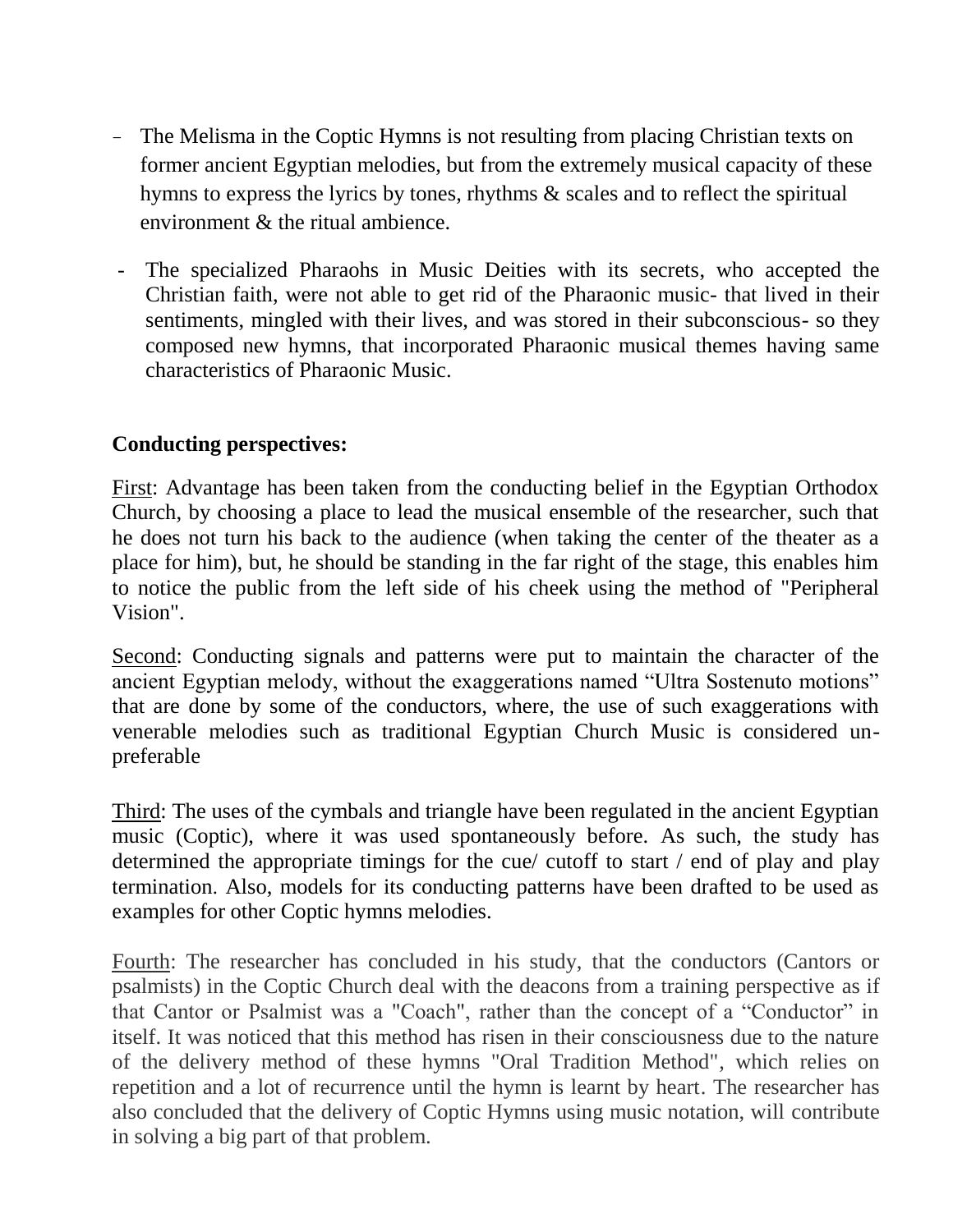- The Melisma in the Coptic Hymns is not resulting from placing Christian texts on former ancient Egyptian melodies, but from the extremely musical capacity of these hymns to express the lyrics by tones, rhythms & scales and to reflect the spiritual environment & the ritual ambience.
- The specialized Pharaohs in Music Deities with its secrets, who accepted the Christian faith, were not able to get rid of the Pharaonic music- that lived in their sentiments, mingled with their lives, and was stored in their subconscious- so they composed new hymns, that incorporated Pharaonic musical themes having same characteristics of Pharaonic Music.

**Conducting perspectives:**

First: Advantage has been taken from the conducting belief in the Egyptian Orthodox Church, by choosing a place to lead the musical ensemble of the researcher, such that he does not turn his back to the audience (when taking the center of the theater as a place for him), but, he should be standing in the far right of the stage, this enables him to notice the public from the left side of his cheek using the method of "Peripheral Vision".

Second: Conducting signals and patterns were put to maintain the character of the ancient Egyptian melody, without the exaggerations named "Ultra Sostenuto motions" that are done by some of the conductors, where, the use of such exaggerations with venerable melodies such as traditional Egyptian Church Music is considered un-preferable

Third: The uses of the cymbals and triangle have been regulated in the ancient Egyptian music (Coptic), where it was used spontaneously before. As such, the study has determined the appropriate timings for the cue/ cutoff to start / end of play and play termination. Also, models for its conducting patterns have been drafted to be used as examples for other Coptic hymns melodies.

Fourth: The researcher has concluded in his study, that the conductors (Cantors or psalmists) in the Coptic Church deal with the deacons from a training perspective as if that Cantor or Psalmist was a "Coach", rather than the concept of a "Conductor" in itself. It was noticed that this method has risen in their consciousness due to the nature of the delivery method of these hymns "Oral Tradition Method", which relies on repetition and a lot of recurrence until the hymn is learnt by heart. The researcher has also concluded that the delivery of Coptic Hymns using music notation, will contribute in solving a big part of that problem.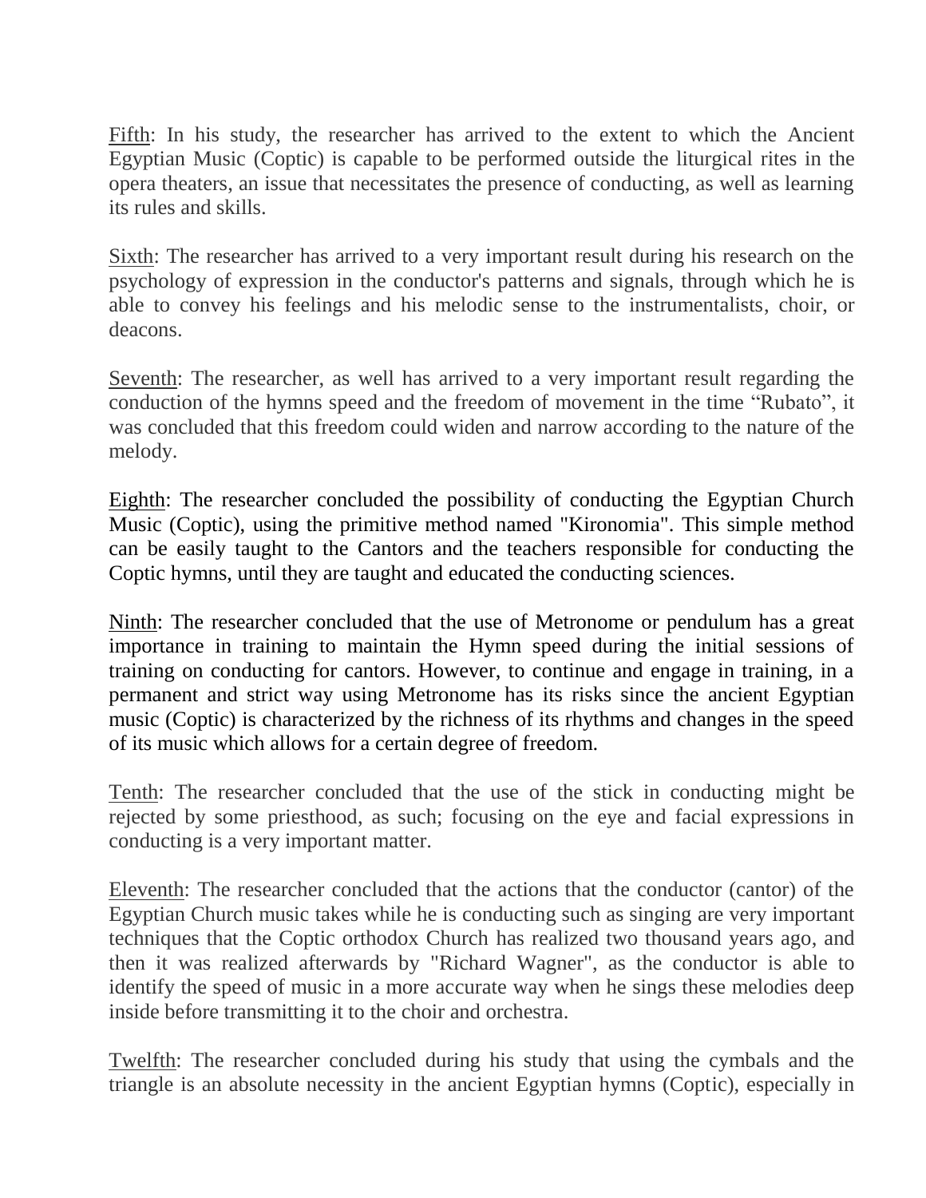Fifth: In his study, the researcher has arrived to the extent to which the Ancient Egyptian Music (Coptic) is capable to be performed outside the liturgical rites in the opera theaters, an issue that necessitates the presence of conducting, as well as learning its rules and skills.

Sixth: The researcher has arrived to a very important result during his research on the psychology of expression in the conductor's patterns and signals, through which he is able to convey his feelings and his melodic sense to the instrumentalists, choir, or deacons.

Seventh: The researcher, as well has arrived to a very important result regarding the conduction of the hymns speed and the freedom of movement in the time "Rubato", it was concluded that this freedom could widen and narrow according to the nature of the melody.

Eighth: The researcher concluded the possibility of conducting the Egyptian Church Music (Coptic), using the primitive method named "Kironomia". This simple method can be easily taught to the Cantors and the teachers responsible for conducting the Coptic hymns, until they are taught and educated the conducting sciences.

Ninth: The researcher concluded that the use of Metronome or pendulum has a great importance in training to maintain the Hymn speed during the initial sessions of training on conducting for cantors. However, to continue and engage in training, in a permanent and strict way using Metronome has its risks since the ancient Egyptian music (Coptic) is characterized by the richness of its rhythms and changes in the speed of its music which allows for a certain degree of freedom.

Tenth: The researcher concluded that the use of the stick in conducting might be rejected by some priesthood, as such; focusing on the eye and facial expressions in conducting is a very important matter.

Eleventh: The researcher concluded that the actions that the conductor (cantor) of the Egyptian Church music takes while he is conducting such as singing are very important techniques that the Coptic orthodox Church has realized two thousand years ago, and then it was realized afterwards by "Richard Wagner", as the conductor is able to identify the speed of music in a more accurate way when he sings these melodies deep inside before transmitting it to the choir and orchestra.

Twelfth: The researcher concluded during his study that using the cymbals and the triangle is an absolute necessity in the ancient Egyptian hymns (Coptic), especially in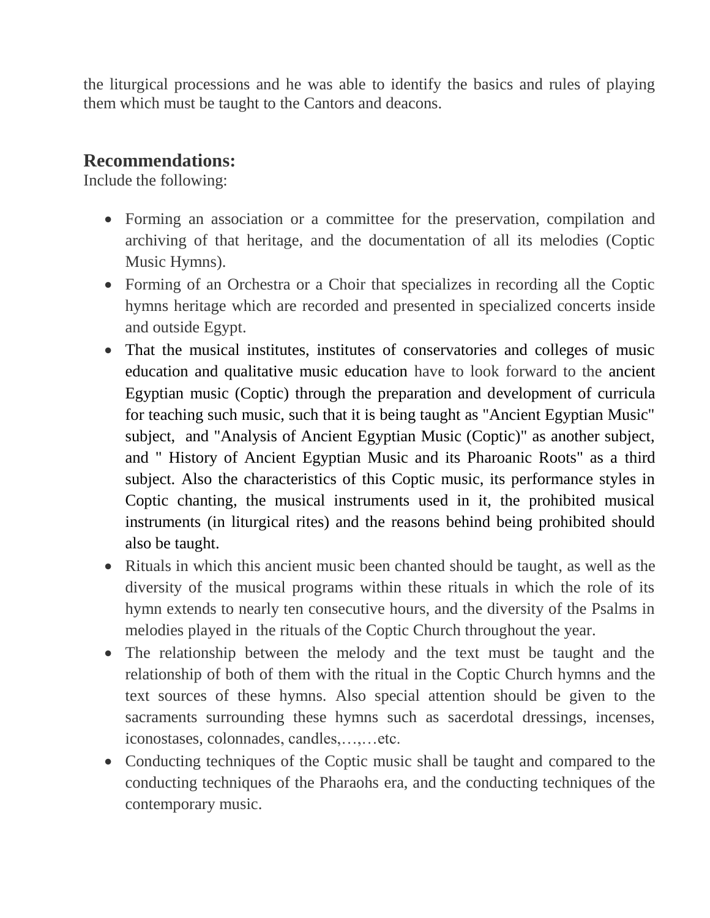the liturgical processions and he was able to identify the basics and rules of playing them which must be taught to the Cantors and deacons.

## Recommendations:

Include the following:

- Forming an association or a committee for the preservation, compilation and archiving of that heritage, and the documentation of all its melodies (Coptic Music Hymns).
- Forming of an Orchestra or a Choir that specializes in recording all the Coptic hymns heritage which are recorded and presented in specialized concerts inside and outside Egypt.
- That the musical institutes, institutes of conservatories and colleges of music education and qualitative music education have to look forward to the ancient Egyptian music (Coptic) through the preparation and development of curricula for teaching such music, such that it is being taught as "Ancient Egyptian Music" subject, and "Analysis of Ancient Egyptian Music (Coptic)" as another subject, and " History of Ancient Egyptian Music and its Pharoanic Roots" as a third subject. Also the characteristics of this Coptic music, its performance styles in Coptic chanting, the musical instruments used in it, the prohibited musical instruments (in liturgical rites) and the reasons behind being prohibited should also be taught.
- Rituals in which this ancient music been chanted should be taught, as well as the diversity of the musical programs within these rituals in which the role of its hymn extends to nearly ten consecutive hours, and the diversity of the Psalms in melodies played in the rituals of the Coptic Church throughout the year.
- The relationship between the melody and the text must be taught and the relationship of both of them with the ritual in the Coptic Church hymns and the text sources of these hymns. Also special attention should be given to the sacraments surrounding these hymns such as sacerdotal dressings, incenses, iconostases, colonnades, candles,…,…etc.
- Conducting techniques of the Coptic music shall be taught and compared to the conducting techniques of the Pharaohs era, and the conducting techniques of the contemporary music.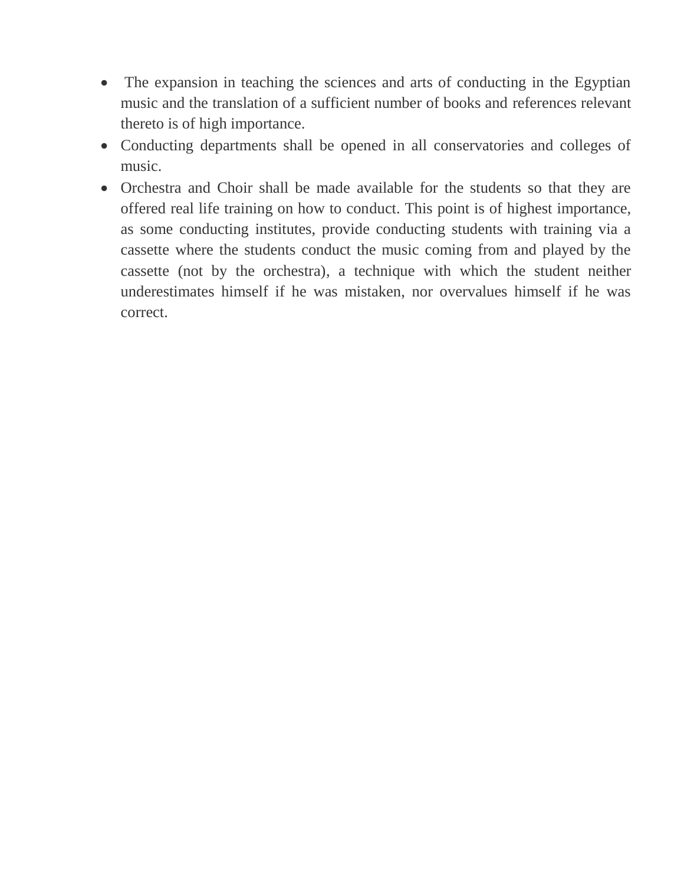- The expansion in teaching the sciences and arts of conducting in the Egyptian music and the translation of a sufficient number of books and references relevant thereto is of high importance.
- Conducting departments shall be opened in all conservatories and colleges of music.
- Orchestra and Choir shall be made available for the students so that they are offered real life training on how to conduct. This point is of highest importance, as some conducting institutes, provide conducting students with training via a cassette where the students conduct the music coming from and played by the cassette (not by the orchestra), a technique with which the student neither underestimates himself if he was mistaken, nor overvalues himself if he was correct.